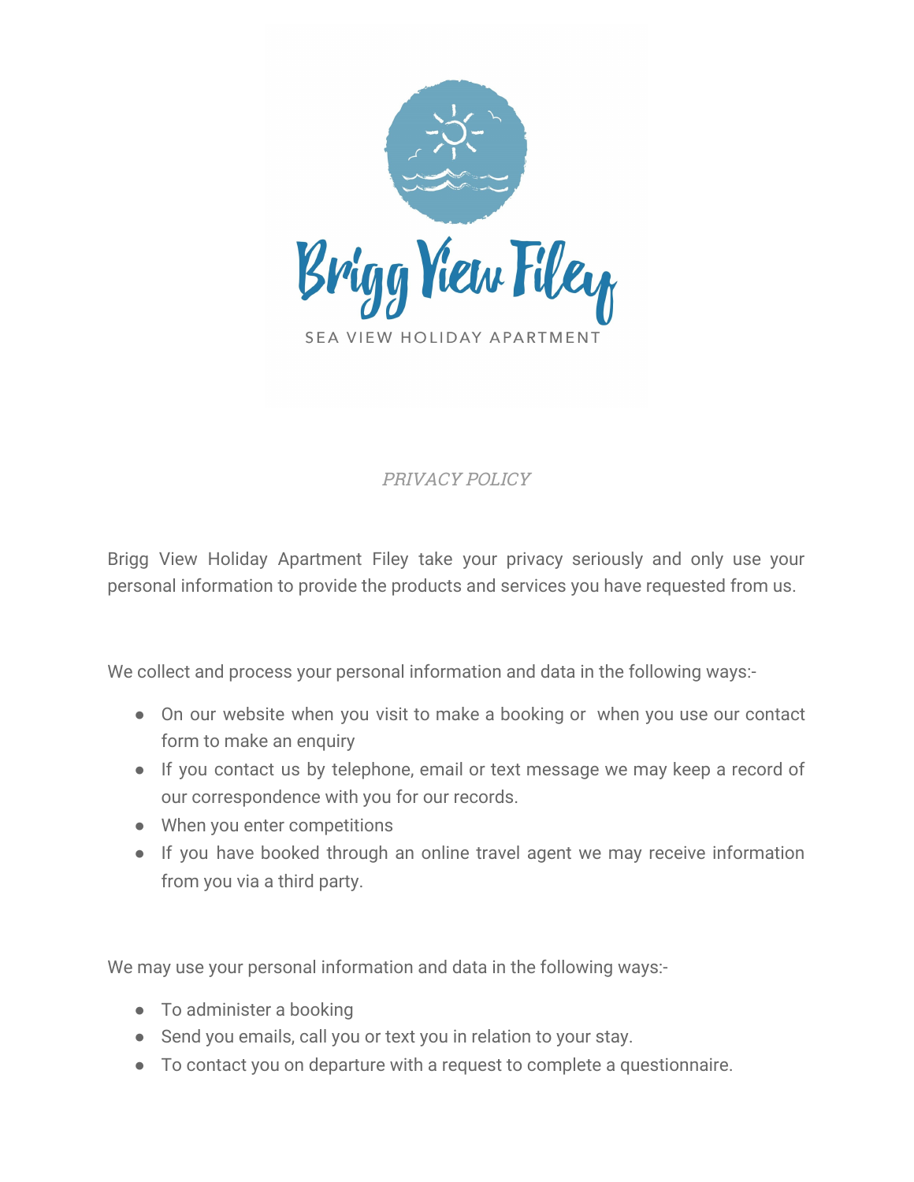# Brigg View Filey

SEA VIEW HOLIDAY APARTMENT

*PRIVACY POLICY*

Brigg View Holiday Apartment Filey take your privacy seriously and only use your personal information to provide the products and services you have requested from us.

We collect and process your personal information and data in the following ways:-

- On our website when you visit to make a booking or when you use our contact form to make an enquiry
- If you contact us by telephone, email or text message we may keep a record of our correspondence with you for our records.
- When you enter competitions
- If you have booked through an online travel agent we may receive information from you via a third party.

We may use your personal information and data in the following ways:-

- To administer a booking
- Send you emails, call you or text you in relation to your stay.
- To contact you on departure with a request to complete a questionnaire.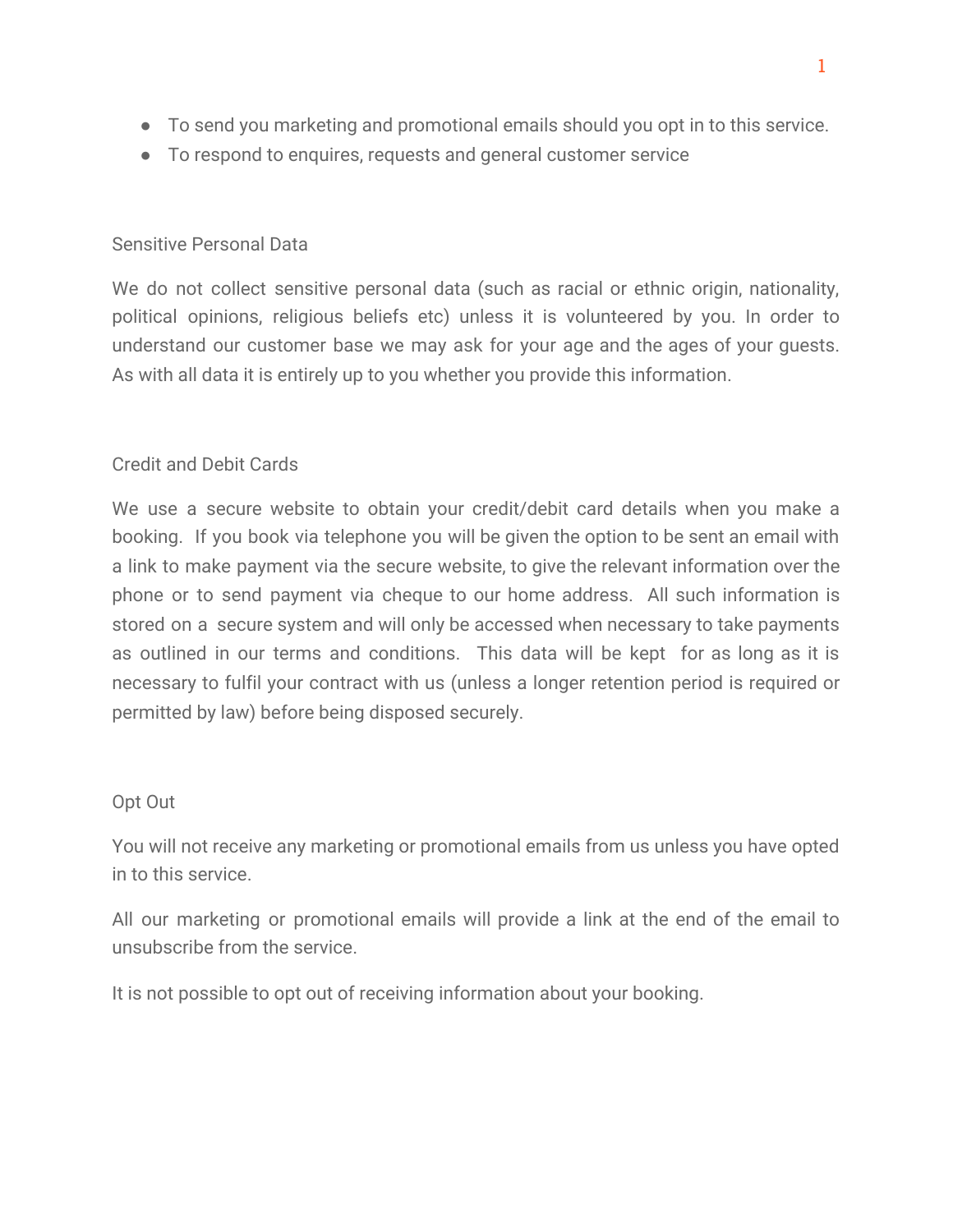- To send you marketing and promotional emails should you opt in to this service.
- To respond to enquires, requests and general customer service

## Sensitive Personal Data

We do not collect sensitive personal data (such as racial or ethnic origin, nationality, political opinions, religious beliefs etc) unless it is volunteered by you. In order to understand our customer base we may ask for your age and the ages of your guests. As with all data it is entirely up to you whether you provide this information.

## Credit and Debit Cards

We use a secure website to obtain your credit/debit card details when you make a booking. If you book via telephone you will be given the option to be sent an email with a link to make payment via the secure website, to give the relevant information over the phone or to send payment via cheque to our home address. All such information is stored on a secure system and will only be accessed when necessary to take payments as outlined in our terms and conditions. This data will be kept for as long as it is necessary to fulfil your contract with us (unless a longer retention period is required or permitted by law) before being disposed securely.

## Opt Out

You will not receive any marketing or promotional emails from us unless you have opted in to this service.

All our marketing or promotional emails will provide a link at the end of the email to unsubscribe from the service.

It is not possible to opt out of receiving information about your booking.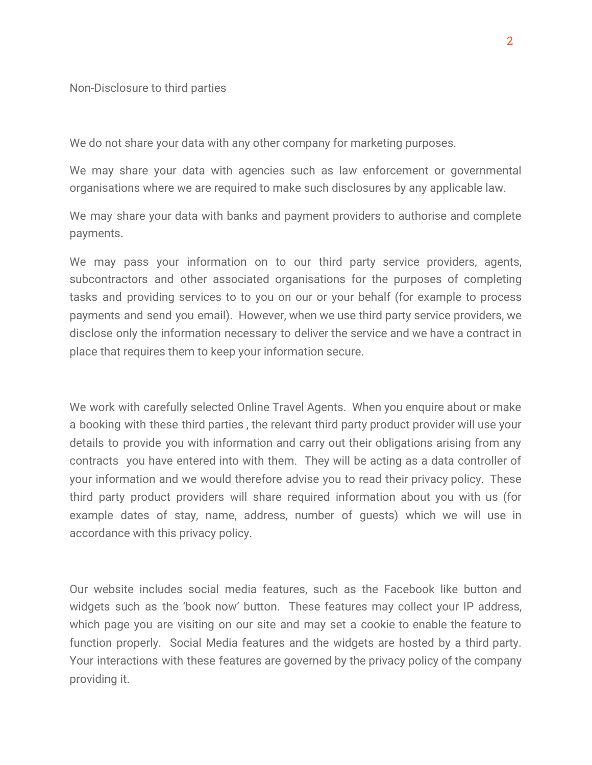## Non-Disclosure to third parties

We do not share your data with any other company for marketing purposes.

We may share your data with agencies such as law enforcement or governmental organisations where we are required to make such disclosures by any applicable law.

We may share your data with banks and payment providers to authorise and complete payments.

We may pass your information on to our third party service providers, agents, subcontractors and other associated organisations for the purposes of completing tasks and providing services to to you on our or your behalf (for example to process payments and send you email). However, when we use third party service providers, we disclose only the information necessary to deliver the service and we have a contract in place that requires them to keep your information secure.

We work with carefully selected Online Travel Agents. When you enquire about or make a booking with these third parties , the relevant third party product provider will use your details to provide you with information and carry out their obligations arising from any contracts you have entered into with them. They will be acting as a data controller of your information and we would therefore advise you to read their privacy policy. These third party product providers will share required information about you with us (for example dates of stay, name, address, number of guests) which we will use in accordance with this privacy policy.

Our website includes social media features, such as the Facebook like button and widgets such as the 'book now' button. These features may collect your IP address, which page you are visiting on our site and may set a cookie to enable the feature to function properly. Social Media features and the widgets are hosted by a third party. Your interactions with these features are governed by the privacy policy of the company providing it.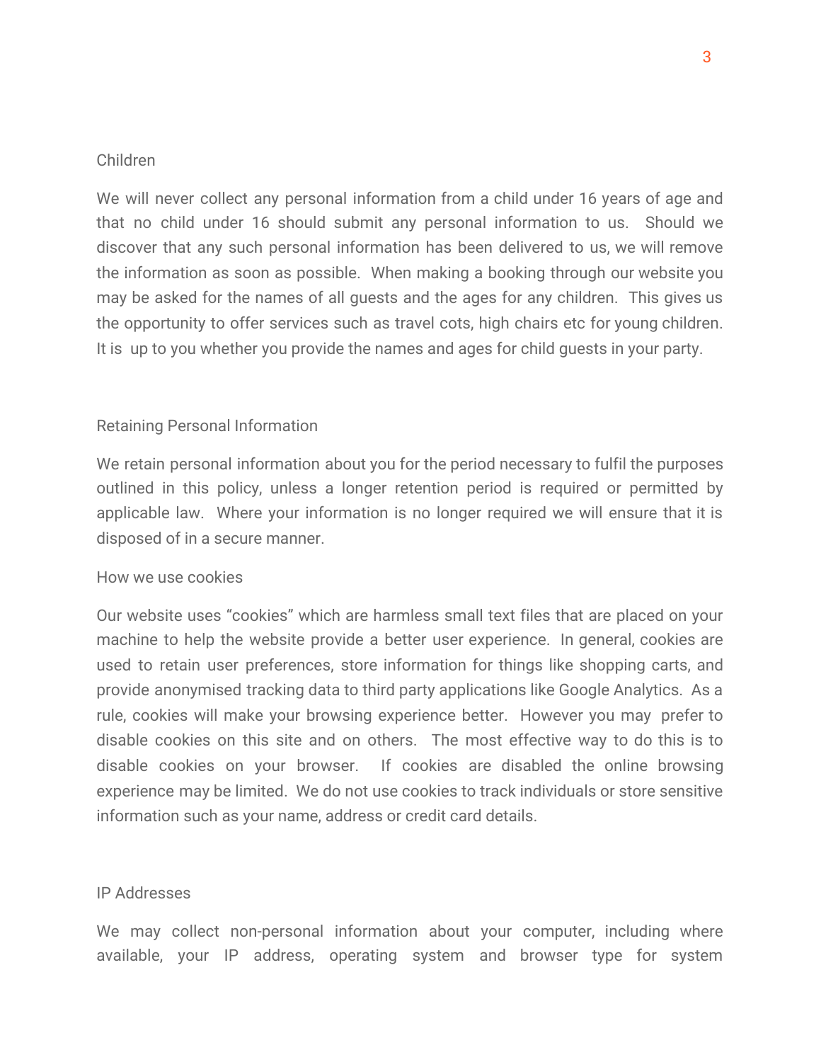## Children

We will never collect any personal information from a child under 16 years of age and that no child under 16 should submit any personal information to us. Should we discover that any such personal information has been delivered to us, we will remove the information as soon as possible. When making a booking through our website you may be asked for the names of all guests and the ages for any children. This gives us the opportunity to offer services such as travel cots, high chairs etc for young children. It is up to you whether you provide the names and ages for child guests in your party.

## Retaining Personal Information

We retain personal information about you for the period necessary to fulfil the purposes outlined in this policy, unless a longer retention period is required or permitted by applicable law. Where your information is no longer required we will ensure that it is disposed of in a secure manner.

## How we use cookies

Our website uses "cookies" which are harmless small text files that are placed on your machine to help the website provide a better user experience. In general, cookies are used to retain user preferences, store information for things like shopping carts, and provide anonymised tracking data to third party applications like Google Analytics. As a rule, cookies will make your browsing experience better. However you may prefer to disable cookies on this site and on others. The most effective way to do this is to disable cookies on your browser. If cookies are disabled the online browsing experience may be limited. We do not use cookies to track individuals or store sensitive information such as your name, address or credit card details.

## IP Addresses

We may collect non-personal information about your computer, including where available, your IP address, operating system and browser type for system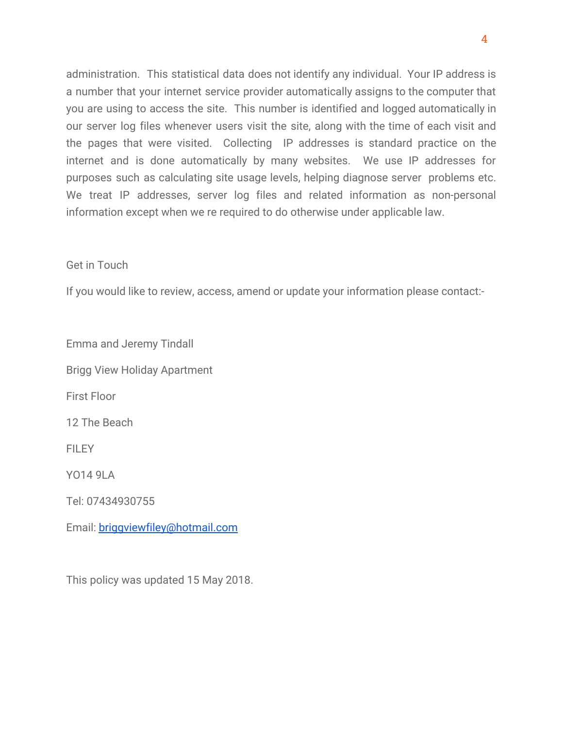administration. This statistical data does not identify any individual. Your IP address is a number that your internet service provider automatically assigns to the computer that you are using to access the site. This number is identified and logged automatically in our server log files whenever users visit the site, along with the time of each visit and the pages that were visited. Collecting IP addresses is standard practice on the internet and is done automatically by many websites. We use IP addresses for purposes such as calculating site usage levels, helping diagnose server problems etc. We treat IP addresses, server log files and related information as non-personal information except when we re required to do otherwise under applicable law.

Get in Touch

If you would like to review, access, amend or update your information please contact:-

Emma and Jeremy Tindall

Brigg View Holiday Apartment

First Floor

12 The Beach

FILEY

YO14 9LA

Tel: 07434930755

Email: briggviewfiley@hotmail.com

This policy was updated 15 May 2018.